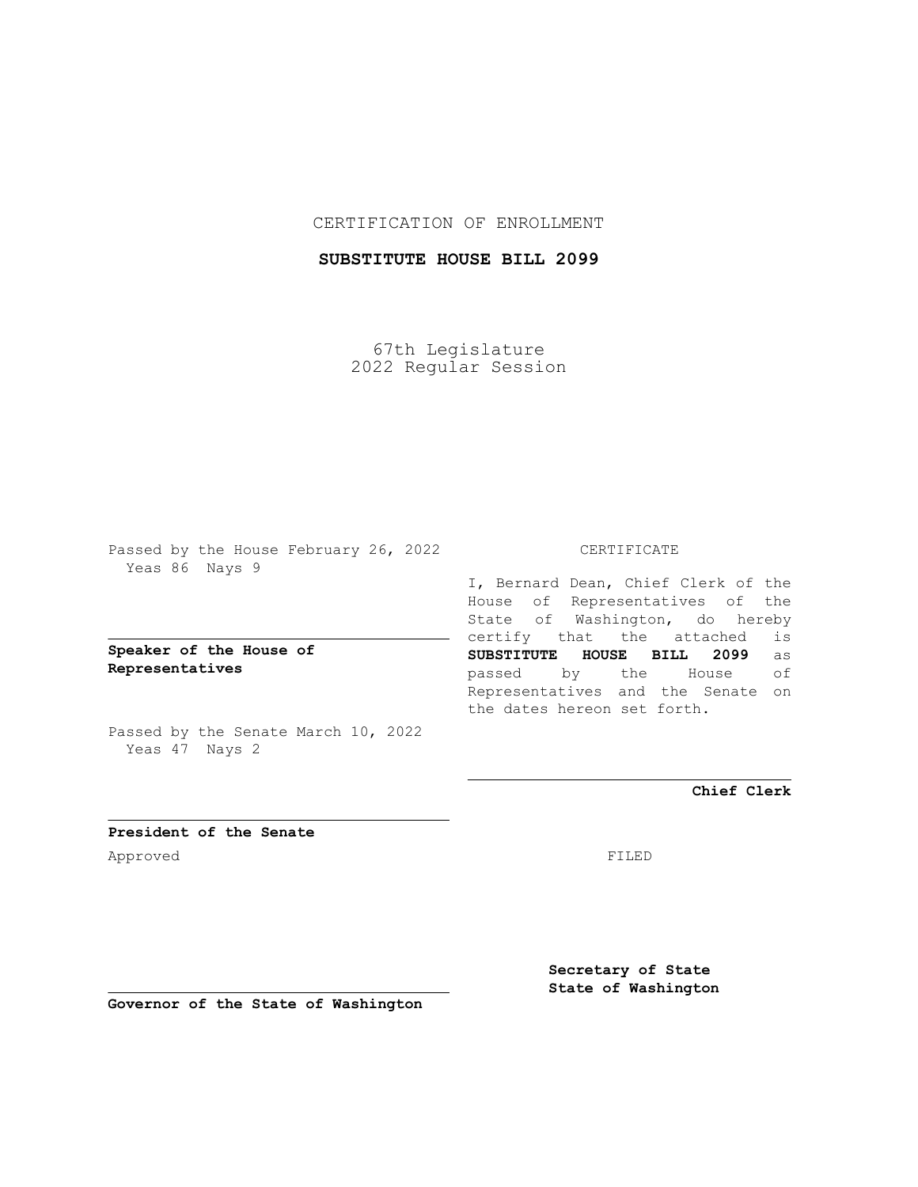CERTIFICATION OF ENROLLMENT

**SUBSTITUTE HOUSE BILL 2099**

67th Legislature
2022 Regular Session

Passed by the House February 26, 2022
Yeas 86 Nays 9

**Speaker of the House of Representatives**

Passed by the Senate March 10, 2022
Yeas 47 Nays 2

**President of the Senate**

Approved

**Governor of the State of Washington**

CERTIFICATE

I, Bernard Dean, Chief Clerk of the House of Representatives of the State of Washington, do hereby certify that the attached is **SUBSTITUTE HOUSE BILL 2099** as passed by the House of Representatives and the Senate on the dates hereon set forth.

**Chief Clerk**

FILED

**Secretary of State**
**State of Washington**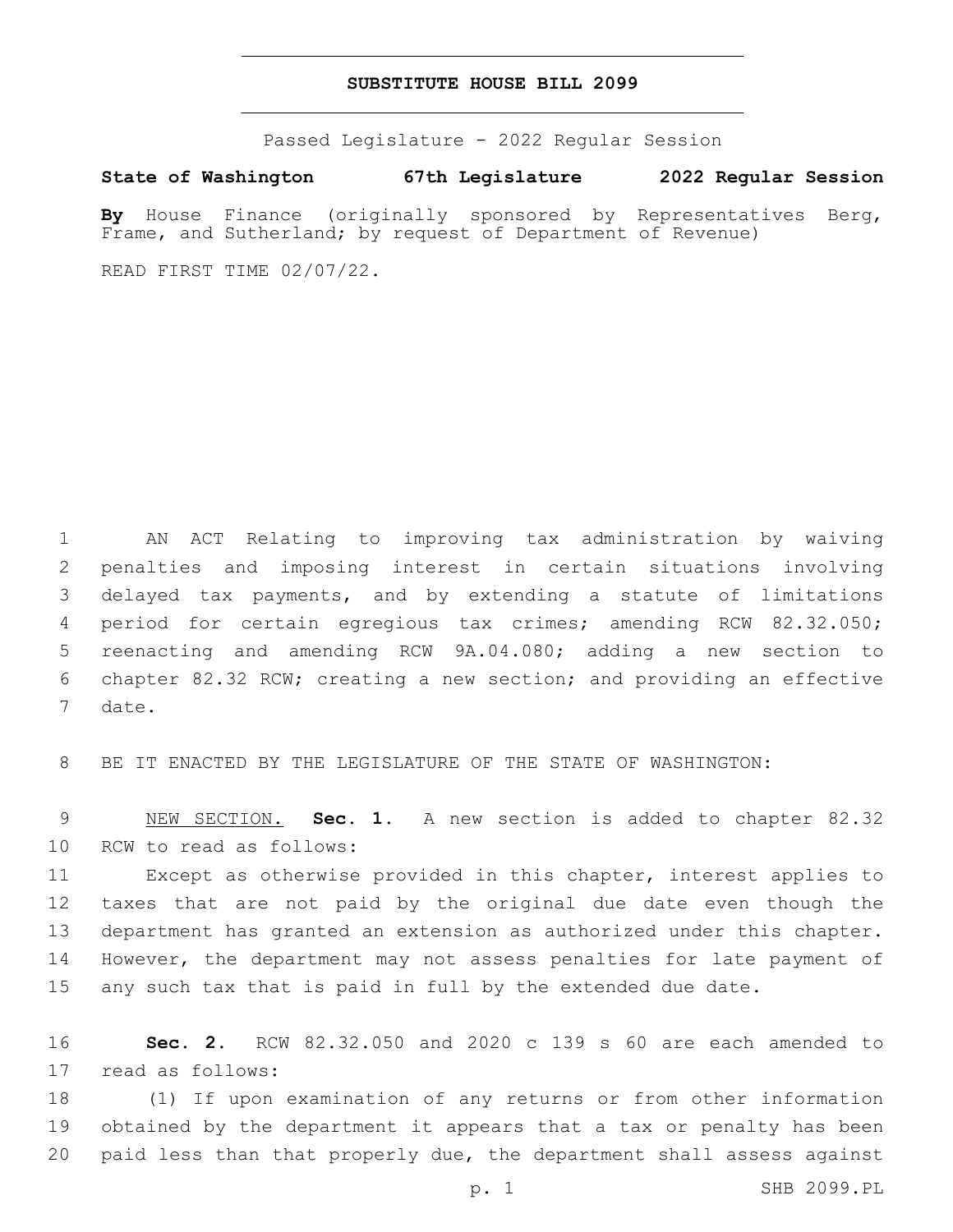# SUBSTITUTE HOUSE BILL 2099

Passed Legislature - 2022 Regular Session

**State of Washington 67th Legislature 2022 Regular Session**

**By** House Finance (originally sponsored by Representatives Berg, Frame, and Sutherland; by request of Department of Revenue)

READ FIRST TIME 02/07/22.

AN ACT Relating to improving tax administration by waiving penalties and imposing interest in certain situations involving delayed tax payments, and by extending a statute of limitations period for certain egregious tax crimes; amending RCW 82.32.050; reenacting and amending RCW 9A.04.080; adding a new section to chapter 82.32 RCW; creating a new section; and providing an effective date.

BE IT ENACTED BY THE LEGISLATURE OF THE STATE OF WASHINGTON:

NEW SECTION. **Sec. 1.** A new section is added to chapter 82.32 RCW to read as follows:

Except as otherwise provided in this chapter, interest applies to taxes that are not paid by the original due date even though the department has granted an extension as authorized under this chapter. However, the department may not assess penalties for late payment of any such tax that is paid in full by the extended due date.

**Sec. 2.** RCW 82.32.050 and 2020 c 139 s 60 are each amended to read as follows:

(1) If upon examination of any returns or from other information obtained by the department it appears that a tax or penalty has been paid less than that properly due, the department shall assess against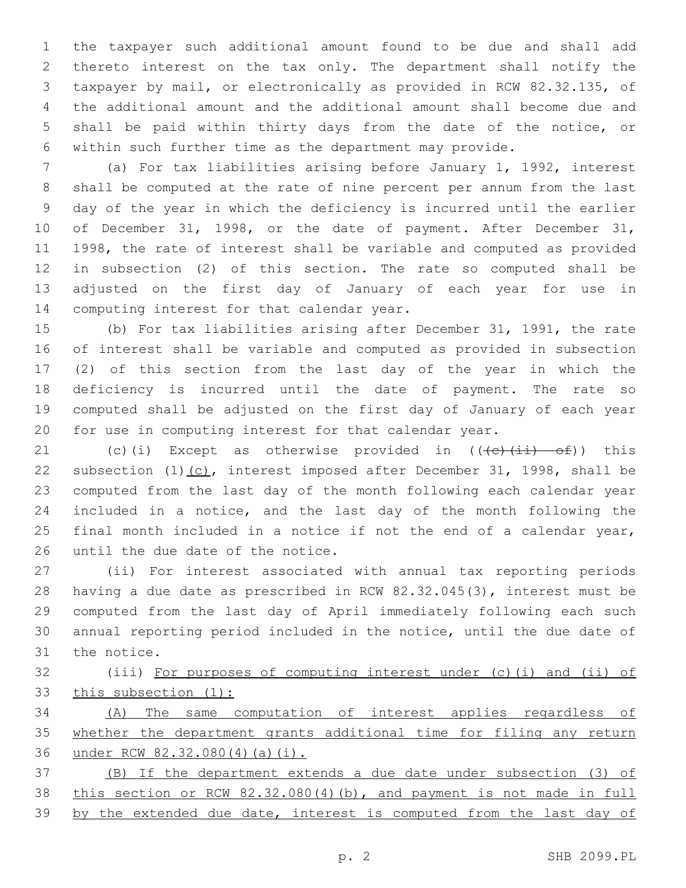the taxpayer such additional amount found to be due and shall add thereto interest on the tax only. The department shall notify the taxpayer by mail, or electronically as provided in RCW 82.32.135, of the additional amount and the additional amount shall become due and shall be paid within thirty days from the date of the notice, or within such further time as the department may provide.

(a) For tax liabilities arising before January 1, 1992, interest shall be computed at the rate of nine percent per annum from the last day of the year in which the deficiency is incurred until the earlier of December 31, 1998, or the date of payment. After December 31, 1998, the rate of interest shall be variable and computed as provided in subsection (2) of this section. The rate so computed shall be adjusted on the first day of January of each year for use in computing interest for that calendar year.

(b) For tax liabilities arising after December 31, 1991, the rate of interest shall be variable and computed as provided in subsection (2) of this section from the last day of the year in which the deficiency is incurred until the date of payment. The rate so computed shall be adjusted on the first day of January of each year for use in computing interest for that calendar year.

(c)(i) Except as otherwise provided in ((~~(c)(ii) of~~)) this subsection (1)(c), interest imposed after December 31, 1998, shall be computed from the last day of the month following each calendar year included in a notice, and the last day of the month following the final month included in a notice if not the end of a calendar year, until the due date of the notice.

(ii) For interest associated with annual tax reporting periods having a due date as prescribed in RCW 82.32.045(3), interest must be computed from the last day of April immediately following each such annual reporting period included in the notice, until the due date of the notice.

(iii) For purposes of computing interest under (c)(i) and (ii) of this subsection (1):

(A) The same computation of interest applies regardless of whether the department grants additional time for filing any return under RCW 82.32.080(4)(a)(i).

(B) If the department extends a due date under subsection (3) of this section or RCW 82.32.080(4)(b), and payment is not made in full by the extended due date, interest is computed from the last day of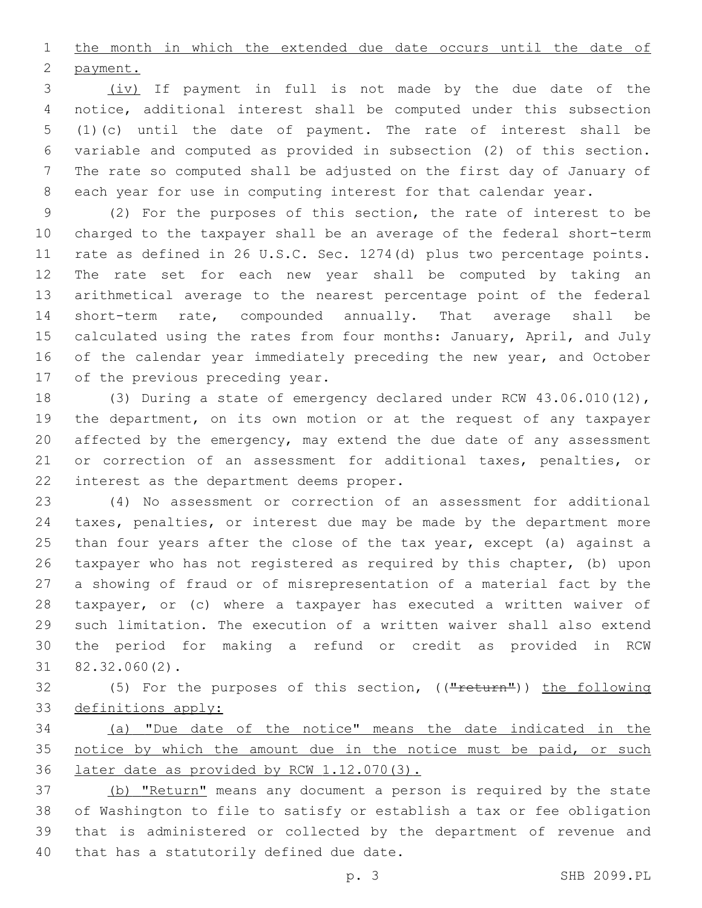the month in which the extended due date occurs until the date of payment.

(iv) If payment in full is not made by the due date of the notice, additional interest shall be computed under this subsection (1)(c) until the date of payment. The rate of interest shall be variable and computed as provided in subsection (2) of this section. The rate so computed shall be adjusted on the first day of January of each year for use in computing interest for that calendar year.

(2) For the purposes of this section, the rate of interest to be charged to the taxpayer shall be an average of the federal short-term rate as defined in 26 U.S.C. Sec. 1274(d) plus two percentage points. The rate set for each new year shall be computed by taking an arithmetical average to the nearest percentage point of the federal short-term rate, compounded annually. That average shall be calculated using the rates from four months: January, April, and July of the calendar year immediately preceding the new year, and October of the previous preceding year.

(3) During a state of emergency declared under RCW 43.06.010(12), the department, on its own motion or at the request of any taxpayer affected by the emergency, may extend the due date of any assessment or correction of an assessment for additional taxes, penalties, or interest as the department deems proper.

(4) No assessment or correction of an assessment for additional taxes, penalties, or interest due may be made by the department more than four years after the close of the tax year, except (a) against a taxpayer who has not registered as required by this chapter, (b) upon a showing of fraud or of misrepresentation of a material fact by the taxpayer, or (c) where a taxpayer has executed a written waiver of such limitation. The execution of a written waiver shall also extend the period for making a refund or credit as provided in RCW 82.32.060(2).

(5) For the purposes of this section, (("~~return~~")) the following definitions apply:

(a) "Due date of the notice" means the date indicated in the notice by which the amount due in the notice must be paid, or such later date as provided by RCW 1.12.070(3).

(b) "Return" means any document a person is required by the state of Washington to file to satisfy or establish a tax or fee obligation that is administered or collected by the department of revenue and that has a statutorily defined due date.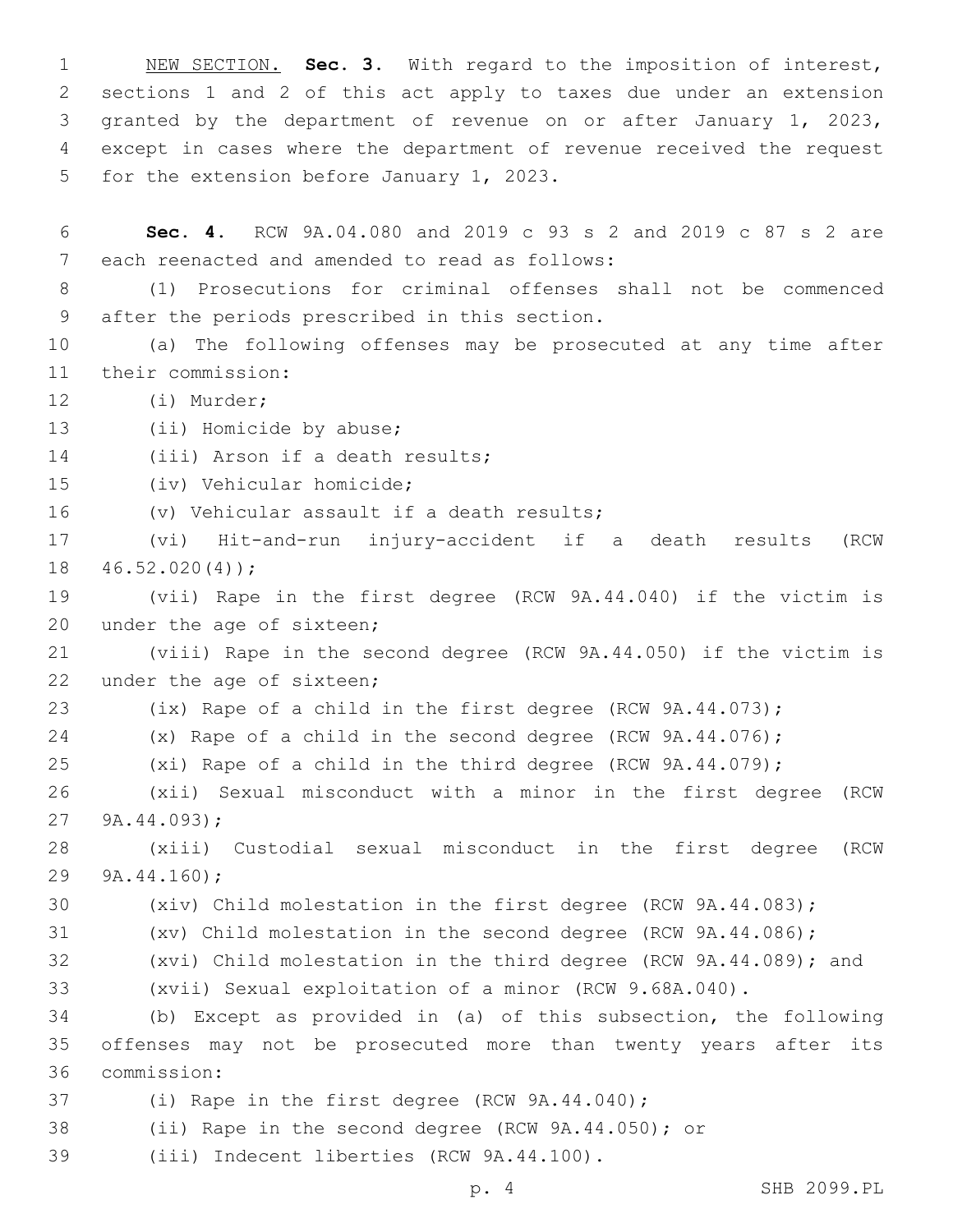NEW SECTION. **Sec. 3.** With regard to the imposition of interest, sections 1 and 2 of this act apply to taxes due under an extension granted by the department of revenue on or after January 1, 2023, except in cases where the department of revenue received the request for the extension before January 1, 2023.

**Sec. 4.** RCW 9A.04.080 and 2019 c 93 s 2 and 2019 c 87 s 2 are each reenacted and amended to read as follows:

(1) Prosecutions for criminal offenses shall not be commenced after the periods prescribed in this section.

(a) The following offenses may be prosecuted at any time after their commission:

(i) Murder;

(ii) Homicide by abuse;

(iii) Arson if a death results;

(iv) Vehicular homicide;

(v) Vehicular assault if a death results;

(vi) Hit-and-run injury-accident if a death results (RCW 46.52.020(4));

(vii) Rape in the first degree (RCW 9A.44.040) if the victim is under the age of sixteen;

(viii) Rape in the second degree (RCW 9A.44.050) if the victim is under the age of sixteen;

(ix) Rape of a child in the first degree (RCW 9A.44.073);

(x) Rape of a child in the second degree (RCW 9A.44.076);

(xi) Rape of a child in the third degree (RCW 9A.44.079);

(xii) Sexual misconduct with a minor in the first degree (RCW 9A.44.093);

(xiii) Custodial sexual misconduct in the first degree (RCW 9A.44.160);

(xiv) Child molestation in the first degree (RCW 9A.44.083);

(xv) Child molestation in the second degree (RCW 9A.44.086);

(xvi) Child molestation in the third degree (RCW 9A.44.089); and

(xvii) Sexual exploitation of a minor (RCW 9.68A.040).

(b) Except as provided in (a) of this subsection, the following offenses may not be prosecuted more than twenty years after its commission:

(i) Rape in the first degree (RCW 9A.44.040);

(ii) Rape in the second degree (RCW 9A.44.050); or

(iii) Indecent liberties (RCW 9A.44.100).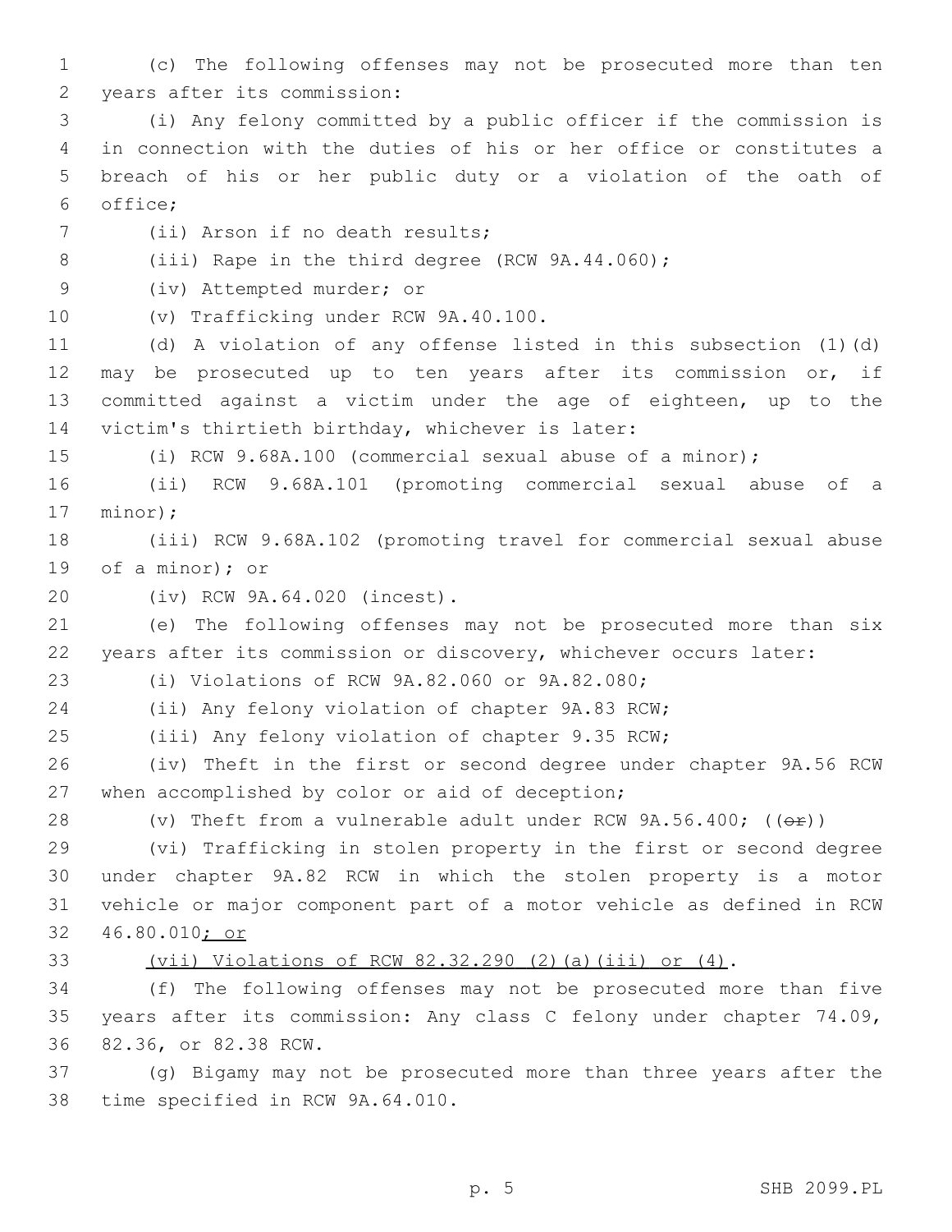(c) The following offenses may not be prosecuted more than ten years after its commission:

(i) Any felony committed by a public officer if the commission is in connection with the duties of his or her office or constitutes a breach of his or her public duty or a violation of the oath of office;

(ii) Arson if no death results;

(iii) Rape in the third degree (RCW 9A.44.060);

(iv) Attempted murder; or

(v) Trafficking under RCW 9A.40.100.

(d) A violation of any offense listed in this subsection (1)(d) may be prosecuted up to ten years after its commission or, if committed against a victim under the age of eighteen, up to the victim's thirtieth birthday, whichever is later:

(i) RCW 9.68A.100 (commercial sexual abuse of a minor);

(ii) RCW 9.68A.101 (promoting commercial sexual abuse of a minor);

(iii) RCW 9.68A.102 (promoting travel for commercial sexual abuse of a minor); or

(iv) RCW 9A.64.020 (incest).

(e) The following offenses may not be prosecuted more than six years after its commission or discovery, whichever occurs later:

(i) Violations of RCW 9A.82.060 or 9A.82.080;

(ii) Any felony violation of chapter 9A.83 RCW;

(iii) Any felony violation of chapter 9.35 RCW;

(iv) Theft in the first or second degree under chapter 9A.56 RCW when accomplished by color or aid of deception;

(v) Theft from a vulnerable adult under RCW 9A.56.400; ((~~or~~))

(vi) Trafficking in stolen property in the first or second degree under chapter 9A.82 RCW in which the stolen property is a motor vehicle or major component part of a motor vehicle as defined in RCW 46.80.010<u>; or</u>

<u>(vii) Violations of RCW 82.32.290 (2)(a)(iii) or (4)</u>.

(f) The following offenses may not be prosecuted more than five years after its commission: Any class C felony under chapter 74.09, 82.36, or 82.38 RCW.

(g) Bigamy may not be prosecuted more than three years after the time specified in RCW 9A.64.010.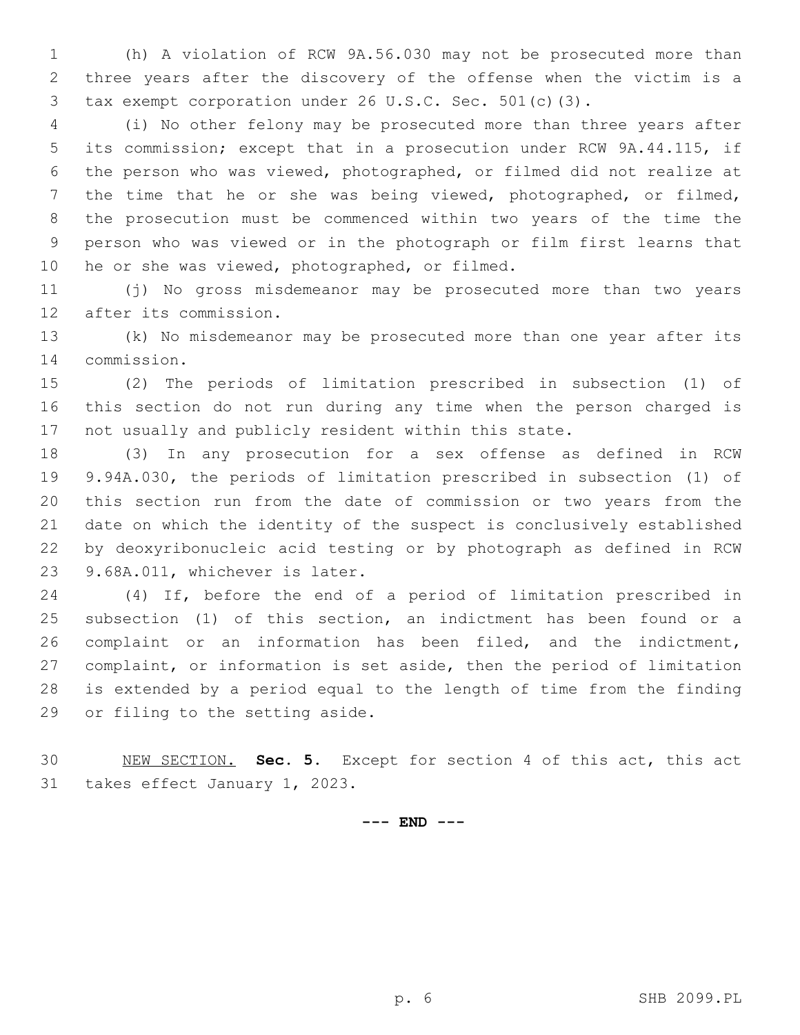(h) A violation of RCW 9A.56.030 may not be prosecuted more than three years after the discovery of the offense when the victim is a tax exempt corporation under 26 U.S.C. Sec. 501(c)(3).

(i) No other felony may be prosecuted more than three years after its commission; except that in a prosecution under RCW 9A.44.115, if the person who was viewed, photographed, or filmed did not realize at the time that he or she was being viewed, photographed, or filmed, the prosecution must be commenced within two years of the time the person who was viewed or in the photograph or film first learns that he or she was viewed, photographed, or filmed.

(j) No gross misdemeanor may be prosecuted more than two years after its commission.

(k) No misdemeanor may be prosecuted more than one year after its commission.

(2) The periods of limitation prescribed in subsection (1) of this section do not run during any time when the person charged is not usually and publicly resident within this state.

(3) In any prosecution for a sex offense as defined in RCW 9.94A.030, the periods of limitation prescribed in subsection (1) of this section run from the date of commission or two years from the date on which the identity of the suspect is conclusively established by deoxyribonucleic acid testing or by photograph as defined in RCW 9.68A.011, whichever is later.

(4) If, before the end of a period of limitation prescribed in subsection (1) of this section, an indictment has been found or a complaint or an information has been filed, and the indictment, complaint, or information is set aside, then the period of limitation is extended by a period equal to the length of time from the finding or filing to the setting aside.

NEW SECTION. **Sec. 5.** Except for section 4 of this act, this act takes effect January 1, 2023.

**--- END ---**